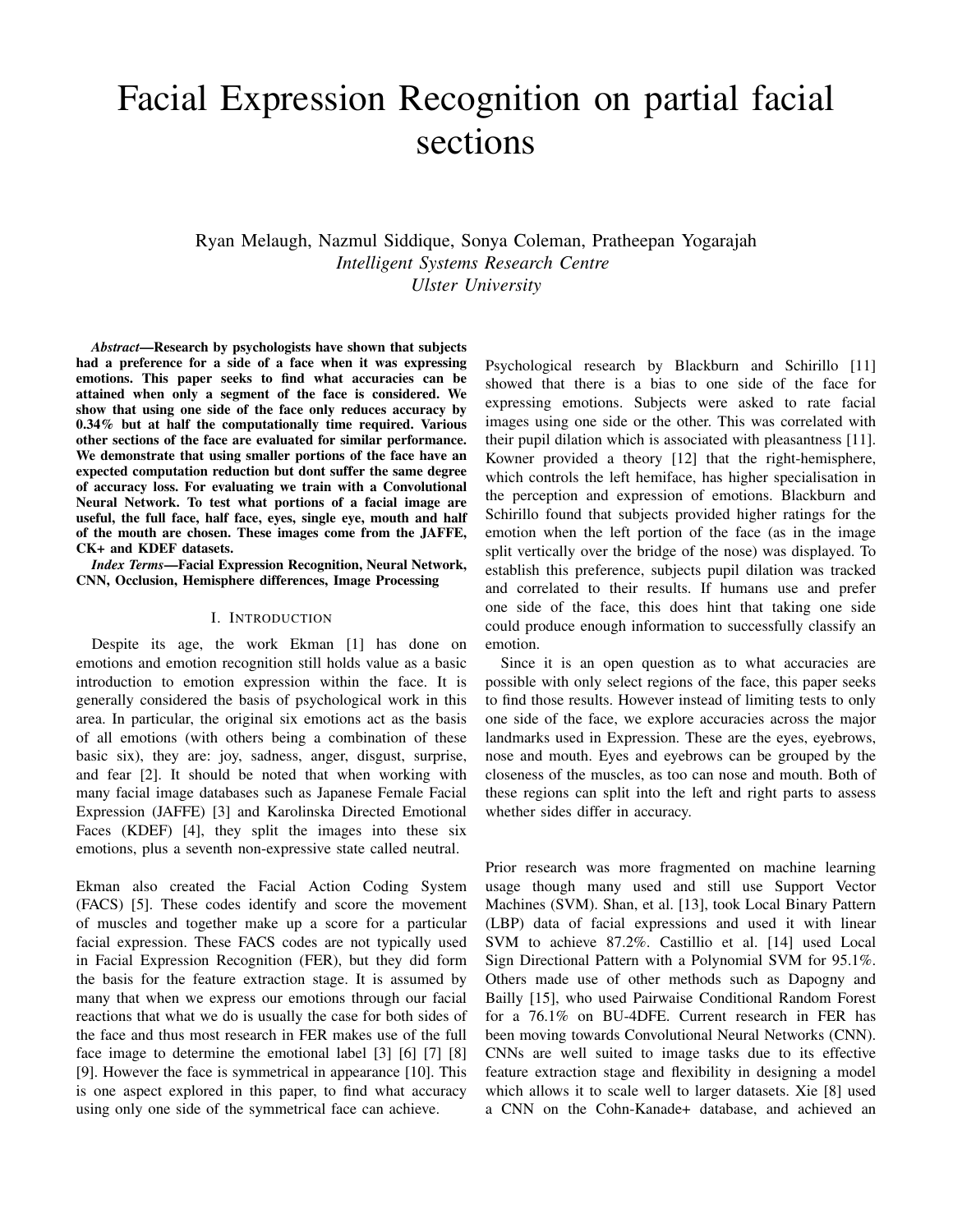# Facial Expression Recognition on partial facial sections

Ryan Melaugh, Nazmul Siddique, Sonya Coleman, Pratheepan Yogarajah
*Intelligent Systems Research Centre*
*Ulster University*

***Abstract*—Research by psychologists have shown that subjects had a preference for a side of a face when it was expressing emotions. This paper seeks to find what accuracies can be attained when only a segment of the face is considered. We show that using one side of the face only reduces accuracy by 0.34% but at half the computationally time required. Various other sections of the face are evaluated for similar performance. We demonstrate that using smaller portions of the face have an expected computation reduction but dont suffer the same degree of accuracy loss. For evaluating we train with a Convolutional Neural Network. To test what portions of a facial image are useful, the full face, half face, eyes, single eye, mouth and half of the mouth are chosen. These images come from the JAFFE, CK+ and KDEF datasets.**

***Index Terms*—Facial Expression Recognition, Neural Network, CNN, Occlusion, Hemisphere differences, Image Processing**

## I. Introduction

Despite its age, the work Ekman [1] has done on emotions and emotion recognition still holds value as a basic introduction to emotion expression within the face. It is generally considered the basis of psychological work in this area. In particular, the original six emotions act as the basis of all emotions (with others being a combination of these basic six), they are: joy, sadness, anger, disgust, surprise, and fear [2]. It should be noted that when working with many facial image databases such as Japanese Female Facial Expression (JAFFE) [3] and Karolinska Directed Emotional Faces (KDEF) [4], they split the images into these six emotions, plus a seventh non-expressive state called neutral.

Ekman also created the Facial Action Coding System (FACS) [5]. These codes identify and score the movement of muscles and together make up a score for a particular facial expression. These FACS codes are not typically used in Facial Expression Recognition (FER), but they did form the basis for the feature extraction stage. It is assumed by many that when we express our emotions through our facial reactions that what we do is usually the case for both sides of the face and thus most research in FER makes use of the full face image to determine the emotional label [3] [6] [7] [8] [9]. However the face is symmetrical in appearance [10]. This is one aspect explored in this paper, to find what accuracy using only one side of the symmetrical face can achieve.

Psychological research by Blackburn and Schirillo [11] showed that there is a bias to one side of the face for expressing emotions. Subjects were asked to rate facial images using one side or the other. This was correlated with their pupil dilation which is associated with pleasantness [11]. Kowner provided a theory [12] that the right-hemisphere, which controls the left hemiface, has higher specialisation in the perception and expression of emotions. Blackburn and Schirillo found that subjects provided higher ratings for the emotion when the left portion of the face (as in the image split vertically over the bridge of the nose) was displayed. To establish this preference, subjects pupil dilation was tracked and correlated to their results. If humans use and prefer one side of the face, this does hint that taking one side could produce enough information to successfully classify an emotion.

Since it is an open question as to what accuracies are possible with only select regions of the face, this paper seeks to find those results. However instead of limiting tests to only one side of the face, we explore accuracies across the major landmarks used in Expression. These are the eyes, eyebrows, nose and mouth. Eyes and eyebrows can be grouped by the closeness of the muscles, as too can nose and mouth. Both of these regions can split into the left and right parts to assess whether sides differ in accuracy.

Prior research was more fragmented on machine learning usage though many used and still use Support Vector Machines (SVM). Shan, et al. [13], took Local Binary Pattern (LBP) data of facial expressions and used it with linear SVM to achieve 87.2%. Castillio et al. [14] used Local Sign Directional Pattern with a Polynomial SVM for 95.1%. Others made use of other methods such as Dapogny and Bailly [15], who used Pairwise Conditional Random Forest for a 76.1% on BU-4DFE. Current research in FER has been moving towards Convolutional Neural Networks (CNN). CNNs are well suited to image tasks due to its effective feature extraction stage and flexibility in designing a model which allows it to scale well to larger datasets. Xie [8] used a CNN on the Cohn-Kanade+ database, and achieved an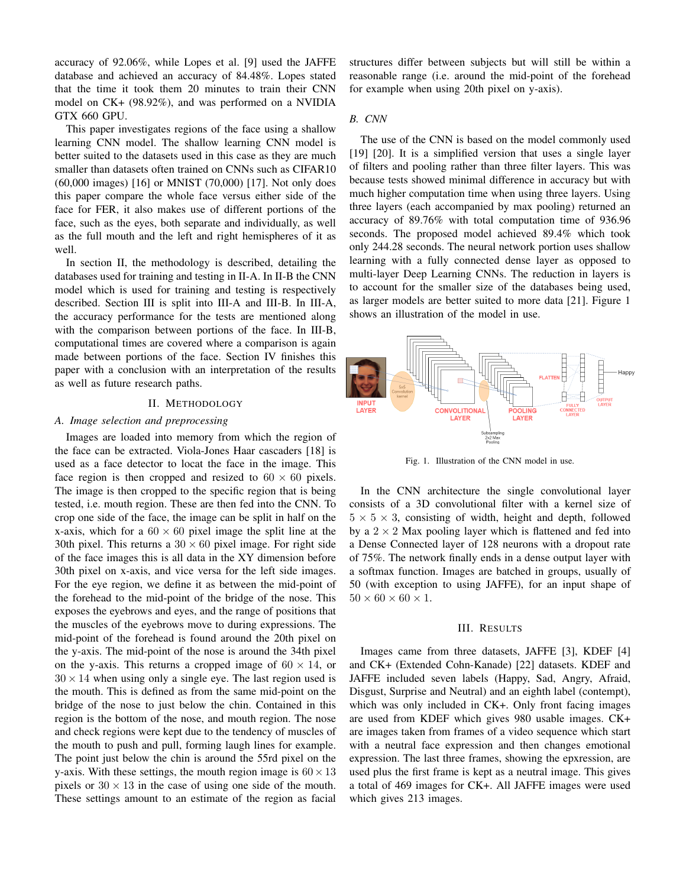accuracy of 92.06%, while Lopes et al. [9] used the JAFFE database and achieved an accuracy of 84.48%. Lopes stated that the time it took them 20 minutes to train their CNN model on CK+ (98.92%), and was performed on a NVIDIA GTX 660 GPU.

This paper investigates regions of the face using a shallow learning CNN model. The shallow learning CNN model is better suited to the datasets used in this case as they are much smaller than datasets often trained on CNNs such as CIFAR10 (60,000 images) [16] or MNIST (70,000) [17]. Not only does this paper compare the whole face versus either side of the face for FER, it also makes use of different portions of the face, such as the eyes, both separate and individually, as well as the full mouth and the left and right hemispheres of it as well.

In section II, the methodology is described, detailing the databases used for training and testing in II-A. In II-B the CNN model which is used for training and testing is respectively described. Section III is split into III-A and III-B. In III-A, the accuracy performance for the tests are mentioned along with the comparison between portions of the face. In III-B, computational times are covered where a comparison is again made between portions of the face. Section IV finishes this paper with a conclusion with an interpretation of the results as well as future research paths.

## II. Methodology

### A. Image selection and preprocessing

Images are loaded into memory from which the region of the face can be extracted. Viola-Jones Haar cascaders [18] is used as a face detector to locat the face in the image. This face region is then cropped and resized to $60 \times 60$ pixels. The image is then cropped to the specific region that is being tested, i.e. mouth region. These are then fed into the CNN. To crop one side of the face, the image can be split in half on the x-axis, which for a $60 \times 60$ pixel image the split line at the 30th pixel. This returns a $30 \times 60$ pixel image. For right side of the face images this is all data in the XY dimension before 30th pixel on x-axis, and vice versa for the left side images. For the eye region, we define it as between the mid-point of the forehead to the mid-point of the bridge of the nose. This exposes the eyebrows and eyes, and the range of positions that the muscles of the eyebrows move to during expressions. The mid-point of the forehead is found around the 20th pixel on the y-axis. The mid-point of the nose is around the 34th pixel on the y-axis. This returns a cropped image of $60 \times 14$, or $30 \times 14$ when using only a single eye. The last region used is the mouth. This is defined as from the same mid-point on the bridge of the nose to just below the chin. Contained in this region is the bottom of the nose, and mouth region. The nose and check regions were kept due to the tendency of muscles of the mouth to push and pull, forming laugh lines for example. The point just below the chin is around the 55rd pixel on the y-axis. With these settings, the mouth region image is $60 \times 13$ pixels or $30 \times 13$ in the case of using one side of the mouth. These settings amount to an estimate of the region as facial structures differ between subjects but will still be within a reasonable range (i.e. around the mid-point of the forehead for example when using 20th pixel on y-axis).

### B. CNN

The use of the CNN is based on the model commonly used [19] [20]. It is a simplified version that uses a single layer of filters and pooling rather than three filter layers. This was because tests showed minimal difference in accuracy but with much higher computation time when using three layers. Using three layers (each accompanied by max pooling) returned an accuracy of 89.76% with total computation time of 936.96 seconds. The proposed model achieved 89.4% which took only 244.28 seconds. The neural network portion uses shallow learning with a fully connected dense layer as opposed to multi-layer Deep Learning CNNs. The reduction in layers is to account for the smaller size of the databases being used, as larger models are better suited to more data [21]. Figure 1 shows an illustration of the model in use.

INPUT LAYER
5x5 Convolution kernel
CONVOLUTIONAL LAYER
Subsampling 2x2 Max Pooling
POOLING LAYER
FLATTEN
FULLY CONNECTED LAYER
OUTPUT LAYER
Happy

Fig. 1. Illustration of the CNN model in use.

In the CNN architecture the single convolutional layer consists of a 3D convolutional filter with a kernel size of $5 \times 5 \times 3$, consisting of width, height and depth, followed by a $2 \times 2$ Max pooling layer which is flattened and fed into a Dense Connected layer of 128 neurons with a dropout rate of 75%. The network finally ends in a dense output layer with a softmax function. Images are batched in groups, usually of 50 (with exception to using JAFFE), for an input shape of $50 \times 60 \times 60 \times 1$.

## III. Results

Images came from three datasets, JAFFE [3], KDEF [4] and CK+ (Extended Cohn-Kanade) [22] datasets. KDEF and JAFFE included seven labels (Happy, Sad, Angry, Afraid, Disgust, Surprise and Neutral) and an eighth label (contempt), which was only included in CK+. Only front facing images are used from KDEF which gives 980 usable images. CK+ are images taken from frames of a video sequence which start with a neutral face expression and then changes emotional expression. The last three frames, showing the epxression, are used plus the first frame is kept as a neutral image. This gives a total of 469 images for CK+. All JAFFE images were used which gives 213 images.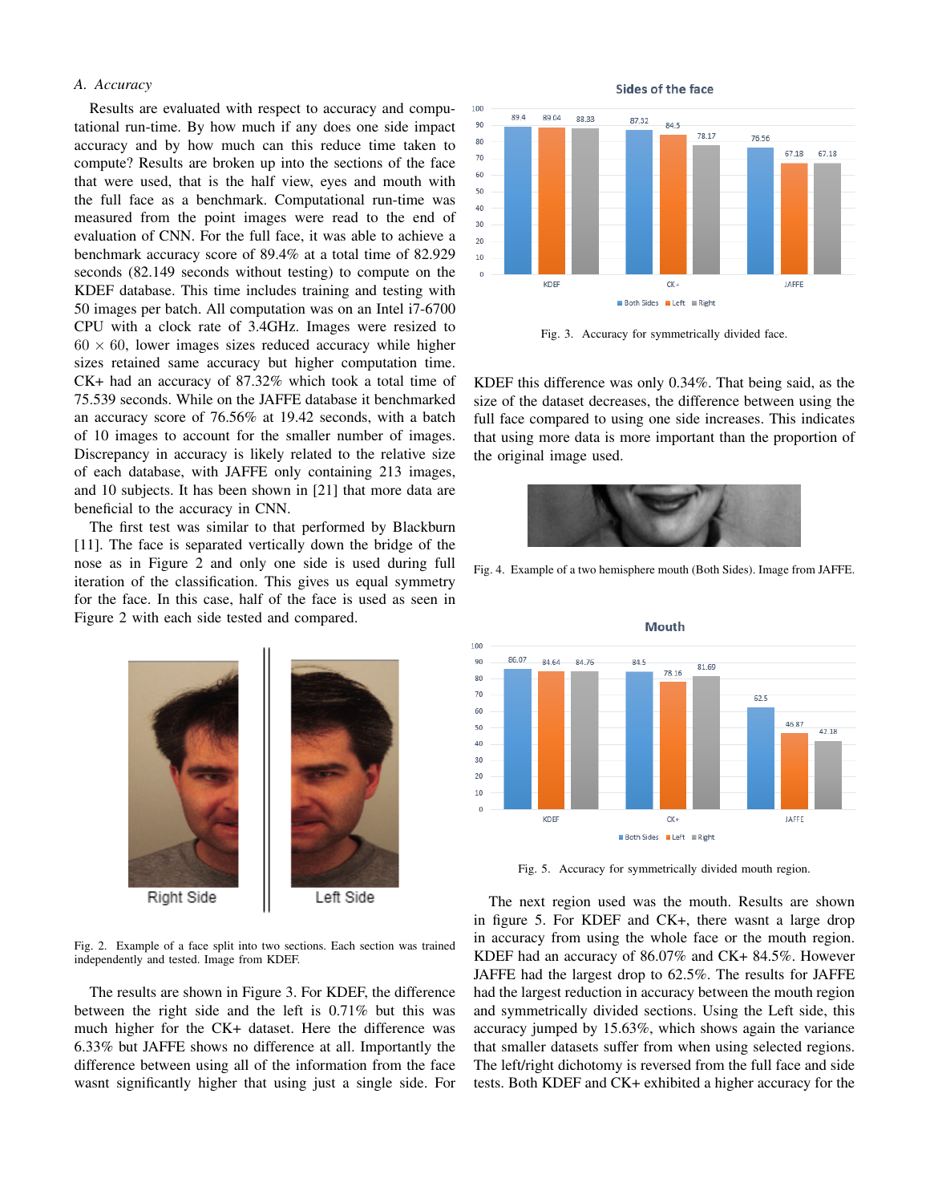### A. Accuracy

Results are evaluated with respect to accuracy and computational run-time. By how much if any does one side impact accuracy and by how much can this reduce time taken to compute? Results are broken up into the sections of the face that were used, that is the half view, eyes and mouth with the full face as a benchmark. Computational run-time was measured from the point images were read to the end of evaluation of CNN. For the full face, it was able to achieve a benchmark accuracy score of 89.4% at a total time of 82.929 seconds (82.149 seconds without testing) to compute on the KDEF database. This time includes training and testing with 50 images per batch. All computation was on an Intel i7-6700 CPU with a clock rate of 3.4GHz. Images were resized to $60 \times 60$, lower images sizes reduced accuracy while higher sizes retained same accuracy but higher computation time. CK+ had an accuracy of 87.32% which took a total time of 75.539 seconds. While on the JAFFE database it benchmarked an accuracy score of 76.56% at 19.42 seconds, with a batch of 10 images to account for the smaller number of images. Discrepancy in accuracy is likely related to the relative size of each database, with JAFFE only containing 213 images, and 10 subjects. It has been shown in [21] that more data are beneficial to the accuracy in CNN.

The first test was similar to that performed by Blackburn [11]. The face is separated vertically down the bridge of the nose as in Figure 2 and only one side is used during full iteration of the classification. This gives us equal symmetry for the face. In this case, half of the face is used as seen in Figure 2 with each side tested and compared.

Right Side

Left Side

Fig. 2. Example of a face split into two sections. Each section was trained independently and tested. Image from KDEF.

The results are shown in Figure 3. For KDEF, the difference between the right side and the left is 0.71% but this was much higher for the CK+ dataset. Here the difference was 6.33% but JAFFE shows no difference at all. Importantly the difference between using all of the information from the face wasnt significantly higher that using just a single side. For KDEF this difference was only 0.34%. That being said, as the size of the dataset decreases, the difference between using the full face compared to using one side increases. This indicates that using more data is more important than the proportion of the original image used.

Sides of the face

100
90
80
70
60
50
40
30
20
10
0

89.4 89.04 88.33 87.32 84.5 78.17 76.56 67.18 67.18

KDEF CK+ JAFFE

Both Sides Left Right

Fig. 3. Accuracy for symmetrically divided face.

Fig. 4. Example of a two hemisphere mouth (Both Sides). Image from JAFFE.

Mouth

100
90
80
70
60
50
40
30
20
10
0

86.07 84.64 84.76 84.5 78.16 81.69 62.5 45.87 42.18

KDEF CK+ JAFFE

Both Sides Left Right

Fig. 5. Accuracy for symmetrically divided mouth region.

The next region used was the mouth. Results are shown in figure 5. For KDEF and CK+, there wasnt a large drop in accuracy from using the whole face or the mouth region. KDEF had an accuracy of 86.07% and CK+ 84.5%. However JAFFE had the largest drop to 62.5%. The results for JAFFE had the largest reduction in accuracy between the mouth region and symmetrically divided sections. Using the Left side, this accuracy jumped by 15.63%, which shows again the variance that smaller datasets suffer from when using selected regions. The left/right dichotomy is reversed from the full face and side tests. Both KDEF and CK+ exhibited a higher accuracy for the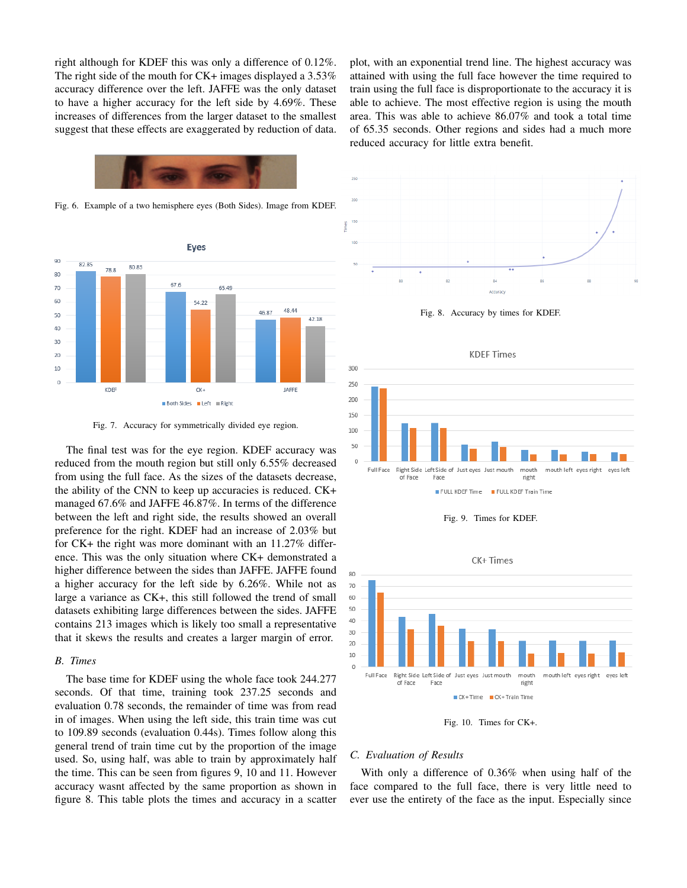right although for KDEF this was only a difference of 0.12%. The right side of the mouth for CK+ images displayed a 3.53% accuracy difference over the left. JAFFE was the only dataset to have a higher accuracy for the left side by 4.69%. These increases of differences from the larger dataset to the smallest suggest that these effects are exaggerated by reduction of data.

Fig. 6. Example of a two hemisphere eyes (Both Sides). Image from KDEF.

Eyes

90
80
70
60
50
40
30
20
10
0

82.85 78.8 80.83
67.6 54.22 65.49
46.87 48.44 42.18

KDEF CK+ JAFFE

Both Sides Left Right

Fig. 7. Accuracy for symmetrically divided eye region.

The final test was for the eye region. KDEF accuracy was reduced from the mouth region but still only 6.55% decreased from using the full face. As the sizes of the datasets decrease, the ability of the CNN to keep up accuracies is reduced. CK+ managed 67.6% and JAFFE 46.87%. In terms of the difference between the left and right side, the results showed an overall preference for the right. KDEF had an increase of 2.03% but for CK+ the right was more dominant with an 11.27% difference. This was the only situation where CK+ demonstrated a higher difference between the sides than JAFFE. JAFFE found a higher accuracy for the left side by 6.26%. While not as large a variance as CK+, this still followed the trend of small datasets exhibiting large differences between the sides. JAFFE contains 213 images which is likely too small a representative that it skews the results and creates a larger margin of error.

### B. Times

The base time for KDEF using the whole face took 244.277 seconds. Of that time, training took 237.25 seconds and evaluation 0.78 seconds, the remainder of time was from read in of images. When using the left side, this train time was cut to 109.89 seconds (evaluation 0.44s). Times follow along this general trend of train time cut by the proportion of the image used. So, using half, was able to train by approximately half the time. This can be seen from figures 9, 10 and 11. However accuracy wasnt affected by the same proportion as shown in figure 8. This table plots the times and accuracy in a scatter plot, with an exponential trend line. The highest accuracy was attained with using the full face however the time required to train using the full face is disproportionate to the accuracy it is able to achieve. The most effective region is using the mouth area. This was able to achieve 86.07% and took a total time of 65.35 seconds. Other regions and sides had a much more reduced accuracy for little extra benefit.

250
200
150
100
50

Times

80 82 84 86 88 90

Accuracy

Fig. 8. Accuracy by times for KDEF.

KDEF Times

300
250
200
150
100
50
0

Full Face, Right Side of Face, Left Side of Face, Just eyes, Just mouth, mouth right, mouth left, eyes right, eyes left

FULL KDEF Time FULL KDEF Train Time

Fig. 9. Times for KDEF.

CK+ Times

80
70
60
50
40
30
20
10
0

Full Face, Right Side of Face, Left Side of Face, Just eyes, Just mouth, mouth right, mouth left, eyes right, eyes left

CK+ Time CK+ Train Time

Fig. 10. Times for CK+.

### C. Evaluation of Results

With only a difference of 0.36% when using half of the face compared to the full face, there is very little need to ever use the entirety of the face as the input. Especially since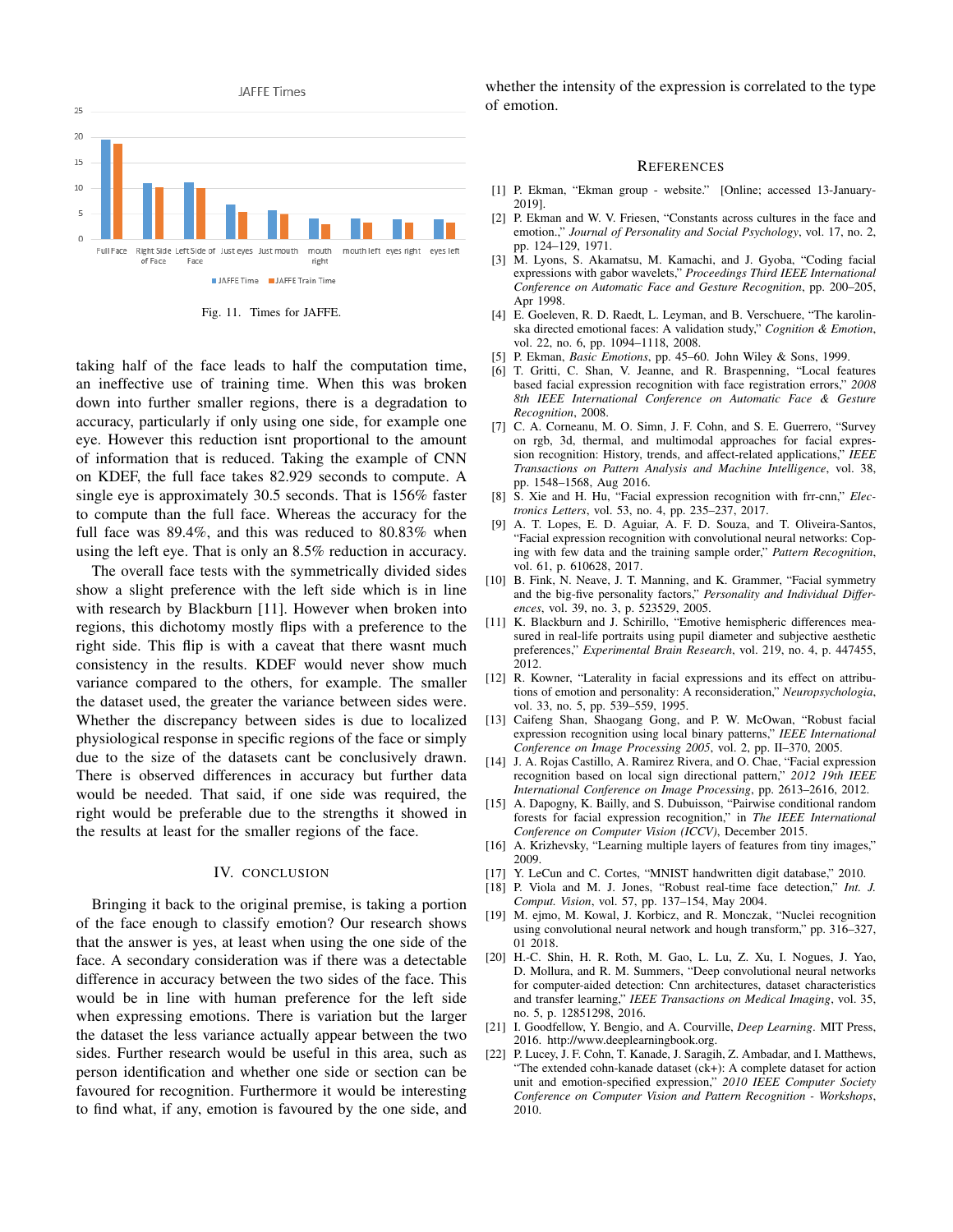JAFFE Times

25
20
15
10
5
0

Full Face
Right Side of Face
Left Side of Face
Just eyes
Just mouth
mouth right
mouth left
eyes right
eyes left

JAFFE Time
JAFFE Train Time

Fig. 11. Times for JAFFE.

taking half of the face leads to half the computation time, an ineffective use of training time. When this was broken down into further smaller regions, there is a degradation to accuracy, particularly if only using one side, for example one eye. However this reduction isnt proportional to the amount of information that is reduced. Taking the example of CNN on KDEF, the full face takes 82.929 seconds to compute. A single eye is approximately 30.5 seconds. That is 156% faster to compute than the full face. Whereas the accuracy for the full face was 89.4%, and this was reduced to 80.83% when using the left eye. That is only an 8.5% reduction in accuracy.

The overall face tests with the symmetrically divided sides show a slight preference with the left side which is in line with research by Blackburn [11]. However when broken into regions, this dichotomy mostly flips with a preference to the right side. This flip is with a caveat that there wasnt much consistency in the results. KDEF would never show much variance compared to the others, for example. The smaller the dataset used, the greater the variance between sides were. Whether the discrepancy between sides is due to localized physiological response in specific regions of the face or simply due to the size of the datasets cant be conclusively drawn. There is observed differences in accuracy but further data would be needed. That said, if one side was required, the right would be preferable due to the strengths it showed in the results at least for the smaller regions of the face.

## IV. Conclusion

Bringing it back to the original premise, is taking a portion of the face enough to classify emotion? Our research shows that the answer is yes, at least when using the one side of the face. A secondary consideration was if there was a detectable difference in accuracy between the two sides of the face. This would be in line with human preference for the left side when expressing emotions. There is variation but the larger the dataset the less variance actually appear between the two sides. Further research would be useful in this area, such as person identification and whether one side or section can be favoured for recognition. Furthermore it would be interesting to find what, if any, emotion is favoured by the one side, and whether the intensity of the expression is correlated to the type of emotion.

## References

[1] P. Ekman, "Ekman group - website." [Online; accessed 13-January-2019].

[2] P. Ekman and W. V. Friesen, "Constants across cultures in the face and emotion.," *Journal of Personality and Social Psychology*, vol. 17, no. 2, pp. 124–129, 1971.

[3] M. Lyons, S. Akamatsu, M. Kamachi, and J. Gyoba, "Coding facial expressions with gabor wavelets," *Proceedings Third IEEE International Conference on Automatic Face and Gesture Recognition*, pp. 200–205, Apr 1998.

[4] E. Goeleven, R. D. Raedt, L. Leyman, and B. Verschuere, "The karolinska directed emotional faces: A validation study," *Cognition & Emotion*, vol. 22, no. 6, pp. 1094–1118, 2008.

[5] P. Ekman, *Basic Emotions*, pp. 45–60. John Wiley & Sons, 1999.

[6] T. Gritti, C. Shan, V. Jeanne, and R. Braspenning, "Local features based facial expression recognition with face registration errors," *2008 8th IEEE International Conference on Automatic Face & Gesture Recognition*, 2008.

[7] C. A. Corneanu, M. O. Simn, J. F. Cohn, and S. E. Guerrero, "Survey on rgb, 3d, thermal, and multimodal approaches for facial expression recognition: History, trends, and affect-related applications," *IEEE Transactions on Pattern Analysis and Machine Intelligence*, vol. 38, pp. 1548–1568, Aug 2016.

[8] S. Xie and H. Hu, "Facial expression recognition with frr-cnn," *Electronics Letters*, vol. 53, no. 4, pp. 235–237, 2017.

[9] A. T. Lopes, E. D. Aguiar, A. F. D. Souza, and T. Oliveira-Santos, "Facial expression recognition with convolutional neural networks: Coping with few data and the training sample order," *Pattern Recognition*, vol. 61, p. 610628, 2017.

[10] B. Fink, N. Neave, J. T. Manning, and K. Grammer, "Facial symmetry and the big-five personality factors," *Personality and Individual Differences*, vol. 39, no. 3, p. 523529, 2005.

[11] K. Blackburn and J. Schirillo, "Emotive hemispheric differences measured in real-life portraits using pupil diameter and subjective aesthetic preferences," *Experimental Brain Research*, vol. 219, no. 4, p. 447455, 2012.

[12] R. Kowner, "Laterality in facial expressions and its effect on attributions of emotion and personality: A reconsideration," *Neuropsychologia*, vol. 33, no. 5, pp. 539–559, 1995.

[13] Caifeng Shan, Shaogang Gong, and P. W. McOwan, "Robust facial expression recognition using local binary patterns," *IEEE International Conference on Image Processing 2005*, vol. 2, pp. II–370, 2005.

[14] J. A. Rojas Castillo, A. Ramirez Rivera, and O. Chae, "Facial expression recognition based on local sign directional pattern," *2012 19th IEEE International Conference on Image Processing*, pp. 2613–2616, 2012.

[15] A. Dapogny, K. Bailly, and S. Dubuisson, "Pairwise conditional random forests for facial expression recognition," in *The IEEE International Conference on Computer Vision (ICCV)*, December 2015.

[16] A. Krizhevsky, "Learning multiple layers of features from tiny images," 2009.

[17] Y. LeCun and C. Cortes, "MNIST handwritten digit database," 2010.

[18] P. Viola and M. J. Jones, "Robust real-time face detection," *Int. J. Comput. Vision*, vol. 57, pp. 137–154, May 2004.

[19] M. ejmo, M. Kowal, J. Korbicz, and R. Monczak, "Nuclei recognition using convolutional neural network and hough transform," pp. 316–327, 01 2018.

[20] H.-C. Shin, H. R. Roth, M. Gao, L. Lu, Z. Xu, I. Nogues, J. Yao, D. Mollura, and R. M. Summers, "Deep convolutional neural networks for computer-aided detection: Cnn architectures, dataset characteristics and transfer learning," *IEEE Transactions on Medical Imaging*, vol. 35, no. 5, p. 12851298, 2016.

[21] I. Goodfellow, Y. Bengio, and A. Courville, *Deep Learning*. MIT Press, 2016. http://www.deeplearningbook.org.

[22] P. Lucey, J. F. Cohn, T. Kanade, J. Saragih, Z. Ambadar, and I. Matthews, "The extended cohn-kanade dataset (ck+): A complete dataset for action unit and emotion-specified expression," *2010 IEEE Computer Society Conference on Computer Vision and Pattern Recognition - Workshops*, 2010.